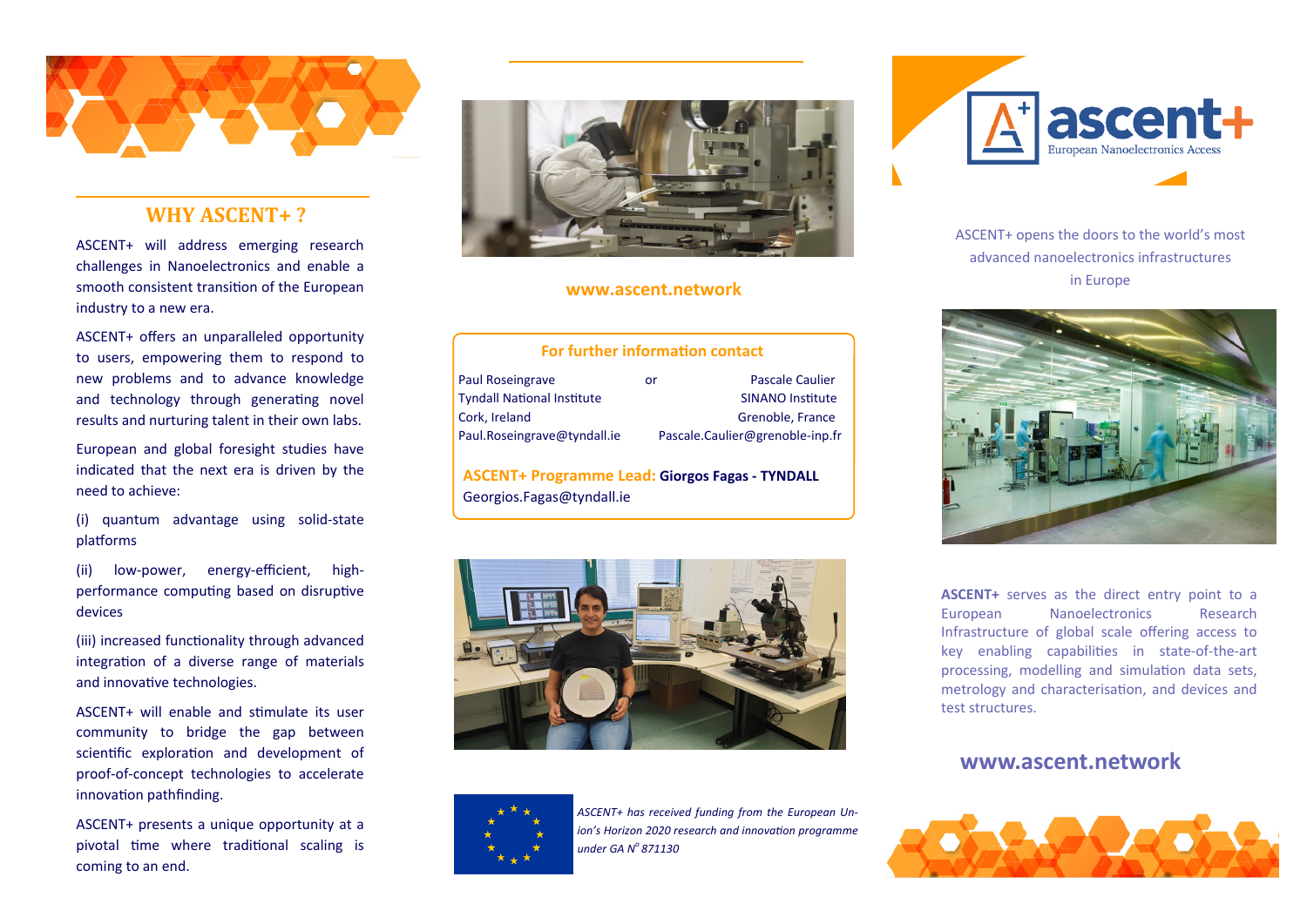## WHY ASCENT+ ?

ASCENT+ will address emerging research challenges in Nanoelectronics and enable a smooth consistent transition of the European industry to a new era.

ASCENT+ offers an unparalleled opportunity to users, empowering them to respond to new problems and to advance knowledge and technology through generating novel results and nurturing talent in their own labs.

European and global foresight studies have indicated that the next era is driven by the need to achieve:

(i) quantum advantage using solid-state platforms

(ii) low-power, energy-efficient, high-performance computing based on disruptive devices

(iii) increased functionality through advanced integration of a diverse range of materials and innovative technologies.

ASCENT+ will enable and stimulate its user community to bridge the gap between scientific exploration and development of proof-of-concept technologies to accelerate innovation pathfinding.

ASCENT+ presents a unique opportunity at a pivotal time where traditional scaling is coming to an end.

**www.ascent.network**

**For further information contact**

| | | |
|---|---|---|
| Paul Roseingrave | or | Pascale Caulier |
| Tyndall National Institute | | SINANO Institute |
| Cork, Ireland | | Grenoble, France |
| Paul.Roseingrave@tyndall.ie | | Pascale.Caulier@grenoble-inp.fr |

**ASCENT+ Programme Lead: Giorgos Fagas - TYNDALL**
Georgios.Fagas@tyndall.ie

*ASCENT+ has received funding from the European Union's Horizon 2020 research and innovation programme under GA N° 871130*

# ascent+
European Nanoelectronics Access

ASCENT+ opens the doors to the world's most advanced nanoelectronics infrastructures in Europe

**ASCENT+** serves as the direct entry point to a European Nanoelectronics Research Infrastructure of global scale offering access to key enabling capabilities in state-of-the-art processing, modelling and simulation data sets, metrology and characterisation, and devices and test structures.

**www.ascent.network**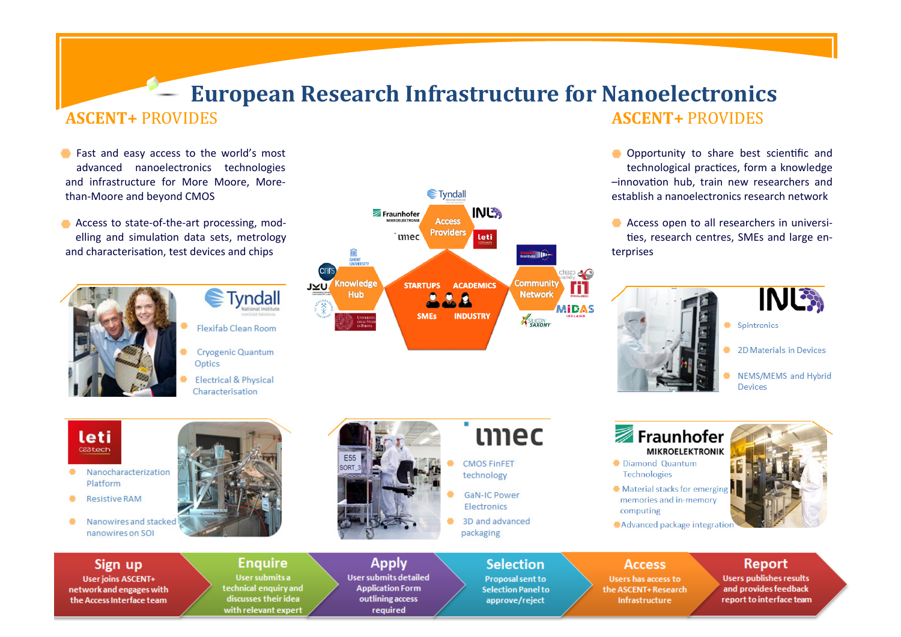# European Research Infrastructure for Nanoelectronics

## ASCENT+ PROVIDES

- Fast and easy access to the world's most advanced nanoelectronics technologies and infrastructure for More Moore, More-than-Moore and beyond CMOS
- Access to state-of-the-art processing, modelling and simulation data sets, metrology and characterisation, test devices and chips

## ASCENT+ PROVIDES

- Opportunity to share best scientific and technological practices, form a knowledge–innovation hub, train new researchers and establish a nanoelectronics research network
- Access open to all researchers in universities, research centres, SMEs and large enterprises

Access Providers

Knowledge Hub

Community Network

STARTUPS ACADEMICS SMEs INDUSTRY

### Tyndall

- Flexifab Clean Room
- Cryogenic Quantum Optics
- Electrical & Physical Characterisation

### INL

- Spintronics
- 2D Materials in Devices
- NEMS/MEMS and Hybrid Devices

### leti

- Nanocharacterization Platform
- Resistive RAM
- Nanowires and stacked nanowires on SOI

### imec

- CMOS FinFET technology
- GaN-IC Power Electronics
- 3D and advanced packaging

### Fraunhofer MIKROELEKTRONIK

- Diamond Quantum Technologies
- Material stacks for emerging memories and in-memory computing
- Advanced package integration

**Sign up** – User joins ASCENT+ network and engages with the Access Interface team

**Enquire** – User submits a technical enquiry and discusses their idea with relevant expert

**Apply** – User submits detailed Application Form outlining access required

**Selection** – Proposal sent to Selection Panel to approve/reject

**Access** – Users has access to the ASCENT+ Research Infrastructure

**Report** – Users publishes results and provides feedback report to interface team